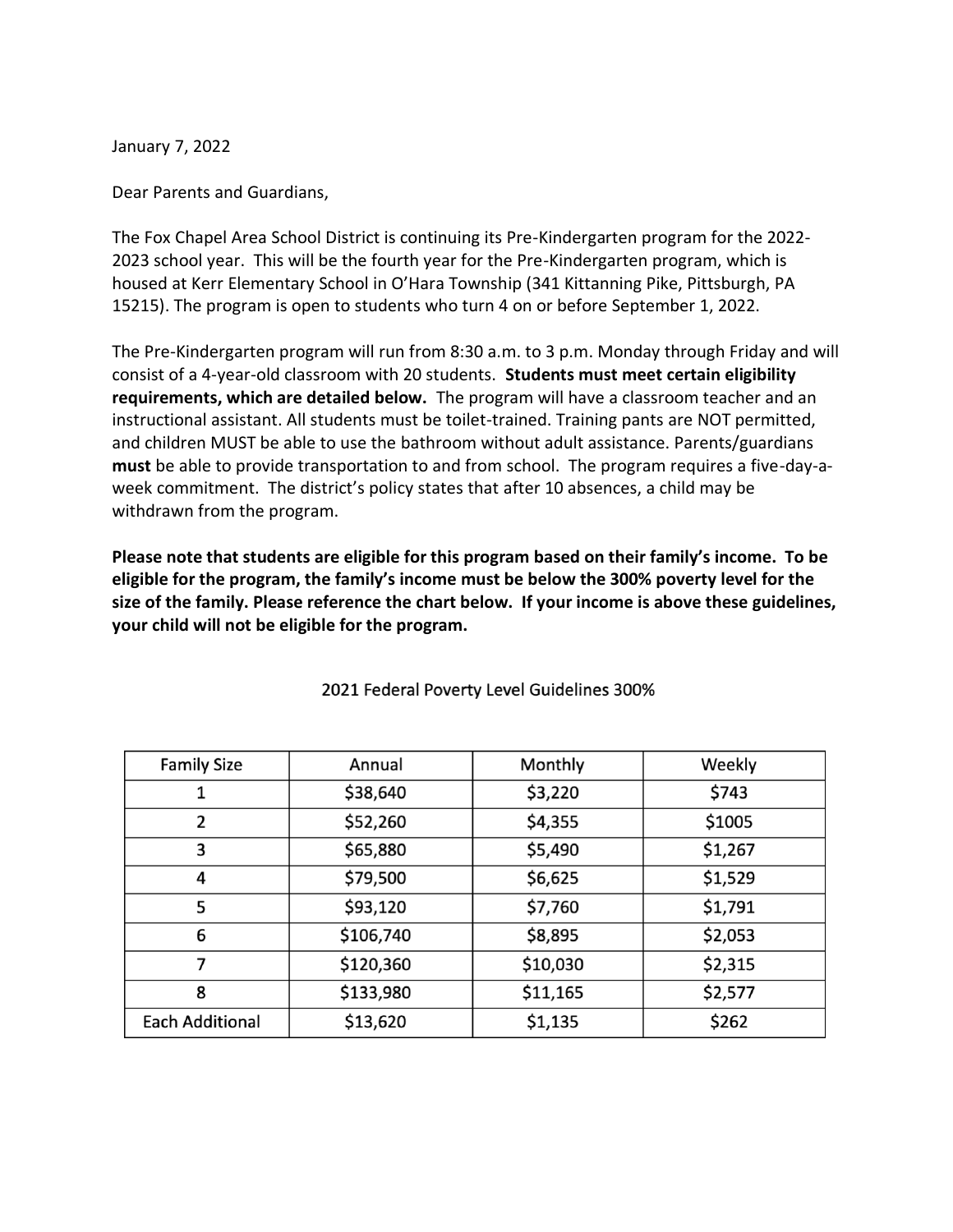January 7, 2022

Dear Parents and Guardians,

The Fox Chapel Area School District is continuing its Pre-Kindergarten program for the 2022-2023 school year. This will be the fourth year for the Pre-Kindergarten program, which is housed at Kerr Elementary School in O'Hara Township (341 Kittanning Pike, Pittsburgh, PA 15215). The program is open to students who turn 4 on or before September 1, 2022.

The Pre-Kindergarten program will run from 8:30 a.m. to 3 p.m. Monday through Friday and will consist of a 4-year-old classroom with 20 students. **Students must meet certain eligibility requirements, which are detailed below.** The program will have a classroom teacher and an instructional assistant. All students must be toilet-trained. Training pants are NOT permitted, and children MUST be able to use the bathroom without adult assistance. Parents/guardians **must** be able to provide transportation to and from school. The program requires a five-day-a-week commitment. The district's policy states that after 10 absences, a child may be withdrawn from the program.

**Please note that students are eligible for this program based on their family's income. To be eligible for the program, the family's income must be below the 300% poverty level for the size of the family. Please reference the chart below. If your income is above these guidelines, your child will not be eligible for the program.**

2021 Federal Poverty Level Guidelines 300%

| Family Size | Annual | Monthly | Weekly |
|---|---|---|---|
| 1 | $38,640 | $3,220 | $743 |
| 2 | $52,260 | $4,355 | $1005 |
| 3 | $65,880 | $5,490 | $1,267 |
| 4 | $79,500 | $6,625 | $1,529 |
| 5 | $93,120 | $7,760 | $1,791 |
| 6 | $106,740 | $8,895 | $2,053 |
| 7 | $120,360 | $10,030 | $2,315 |
| 8 | $133,980 | $11,165 | $2,577 |
| Each Additional | $13,620 | $1,135 | $262 |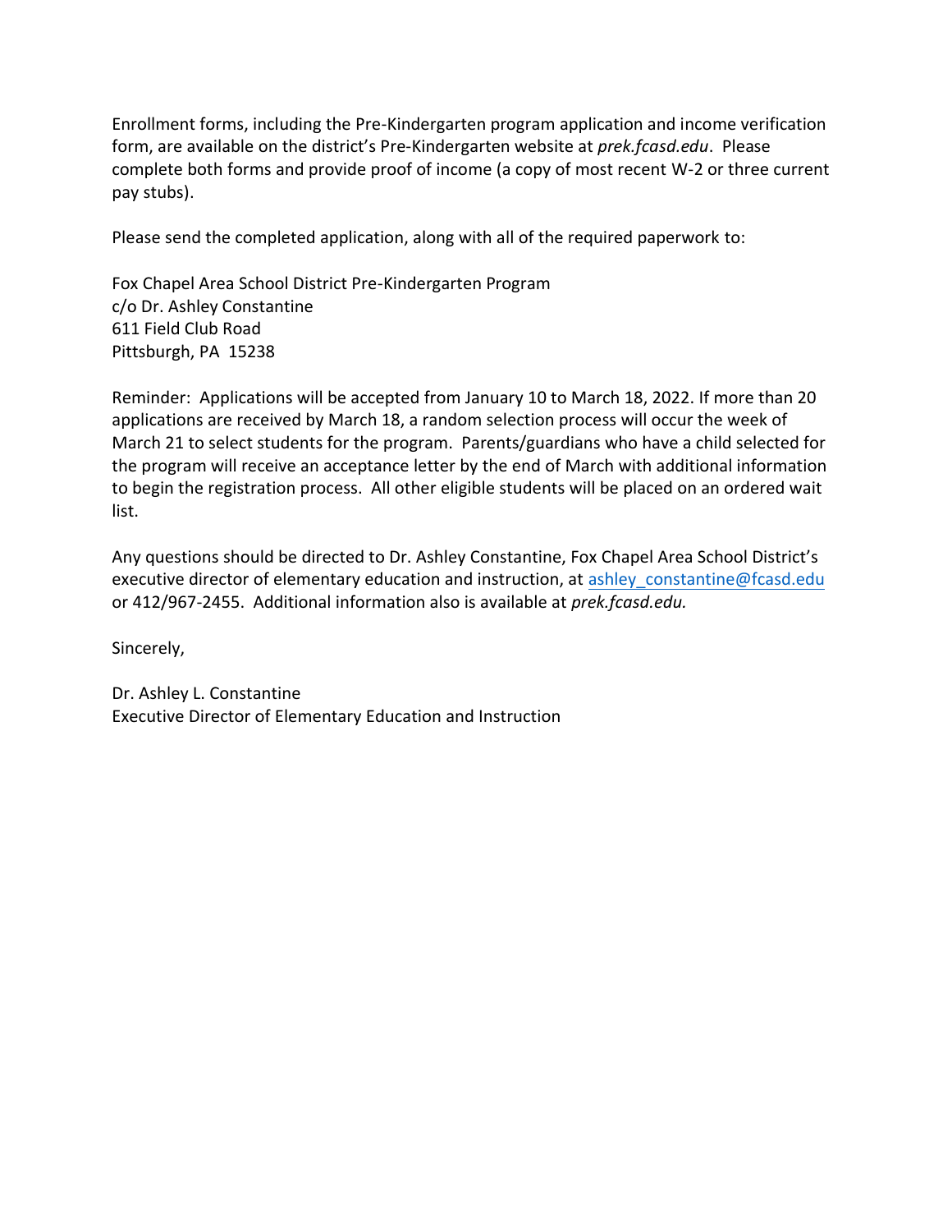Enrollment forms, including the Pre-Kindergarten program application and income verification form, are available on the district's Pre-Kindergarten website at *prek.fcasd.edu*. Please complete both forms and provide proof of income (a copy of most recent W-2 or three current pay stubs).

Please send the completed application, along with all of the required paperwork to:

Fox Chapel Area School District Pre-Kindergarten Program
c/o Dr. Ashley Constantine
611 Field Club Road
Pittsburgh, PA 15238

Reminder: Applications will be accepted from January 10 to March 18, 2022. If more than 20 applications are received by March 18, a random selection process will occur the week of March 21 to select students for the program. Parents/guardians who have a child selected for the program will receive an acceptance letter by the end of March with additional information to begin the registration process. All other eligible students will be placed on an ordered wait list.

Any questions should be directed to Dr. Ashley Constantine, Fox Chapel Area School District's executive director of elementary education and instruction, at ashley_constantine@fcasd.edu or 412/967-2455. Additional information also is available at *prek.fcasd.edu.*

Sincerely,

Dr. Ashley L. Constantine
Executive Director of Elementary Education and Instruction